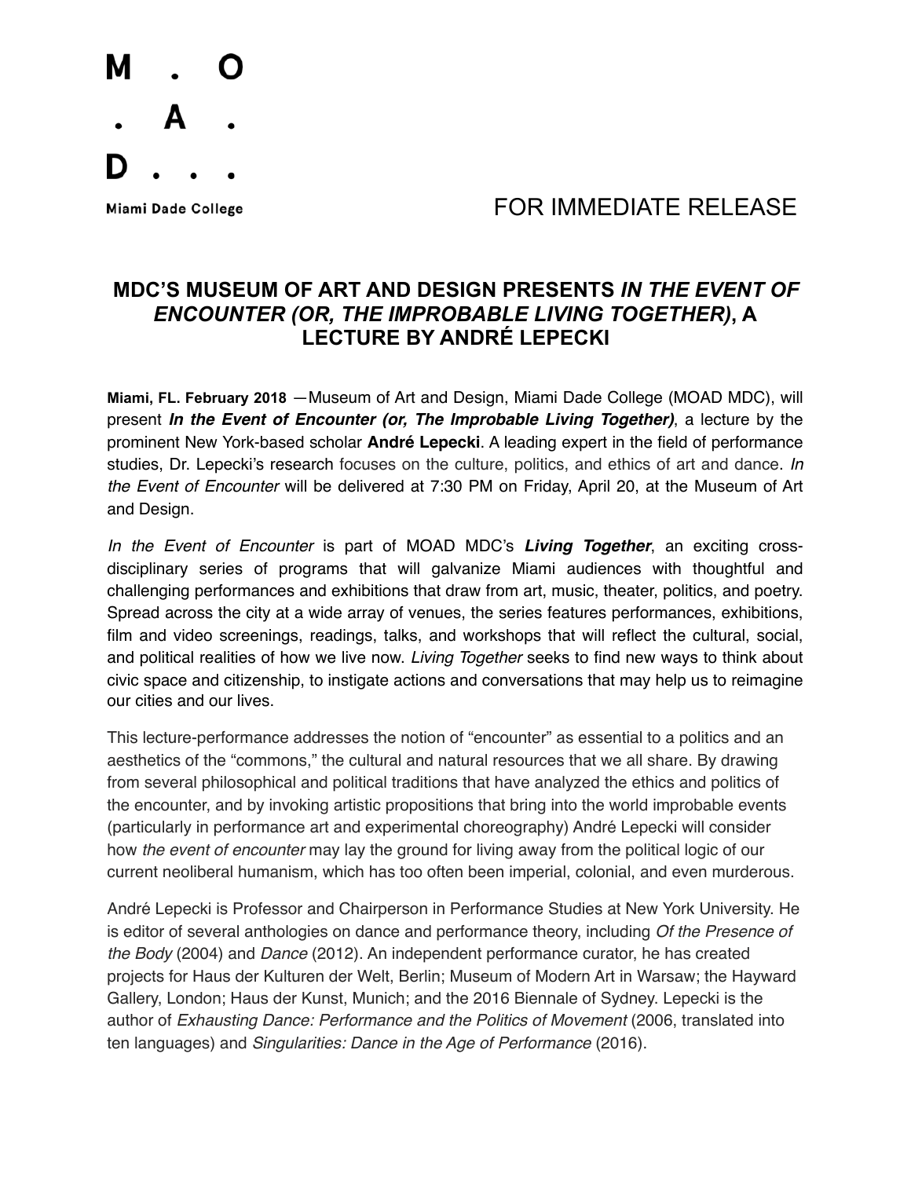M . O
. A .
D . . .

Miami Dade College

FOR IMMEDIATE RELEASE

# MDC'S MUSEUM OF ART AND DESIGN PRESENTS *IN THE EVENT OF ENCOUNTER (OR, THE IMPROBABLE LIVING TOGETHER)*, A LECTURE BY ANDRÉ LEPECKI

**Miami, FL. February 2018** —Museum of Art and Design, Miami Dade College (MOAD MDC), will present ***In the Event of Encounter (or, The Improbable Living Together)***, a lecture by the prominent New York-based scholar **André Lepecki**. A leading expert in the field of performance studies, Dr. Lepecki's research focuses on the culture, politics, and ethics of art and dance. *In the Event of Encounter* will be delivered at 7:30 PM on Friday, April 20, at the Museum of Art and Design.

*In the Event of Encounter* is part of MOAD MDC's ***Living Together***, an exciting cross-disciplinary series of programs that will galvanize Miami audiences with thoughtful and challenging performances and exhibitions that draw from art, music, theater, politics, and poetry. Spread across the city at a wide array of venues, the series features performances, exhibitions, film and video screenings, readings, talks, and workshops that will reflect the cultural, social, and political realities of how we live now. *Living Together* seeks to find new ways to think about civic space and citizenship, to instigate actions and conversations that may help us to reimagine our cities and our lives.

This lecture-performance addresses the notion of "encounter" as essential to a politics and an aesthetics of the "commons," the cultural and natural resources that we all share. By drawing from several philosophical and political traditions that have analyzed the ethics and politics of the encounter, and by invoking artistic propositions that bring into the world improbable events (particularly in performance art and experimental choreography) André Lepecki will consider how *the event of encounter* may lay the ground for living away from the political logic of our current neoliberal humanism, which has too often been imperial, colonial, and even murderous.

André Lepecki is Professor and Chairperson in Performance Studies at New York University. He is editor of several anthologies on dance and performance theory, including *Of the Presence of the Body* (2004) and *Dance* (2012). An independent performance curator, he has created projects for Haus der Kulturen der Welt, Berlin; Museum of Modern Art in Warsaw; the Hayward Gallery, London; Haus der Kunst, Munich; and the 2016 Biennale of Sydney. Lepecki is the author of *Exhausting Dance: Performance and the Politics of Movement* (2006, translated into ten languages) and *Singularities: Dance in the Age of Performance* (2016).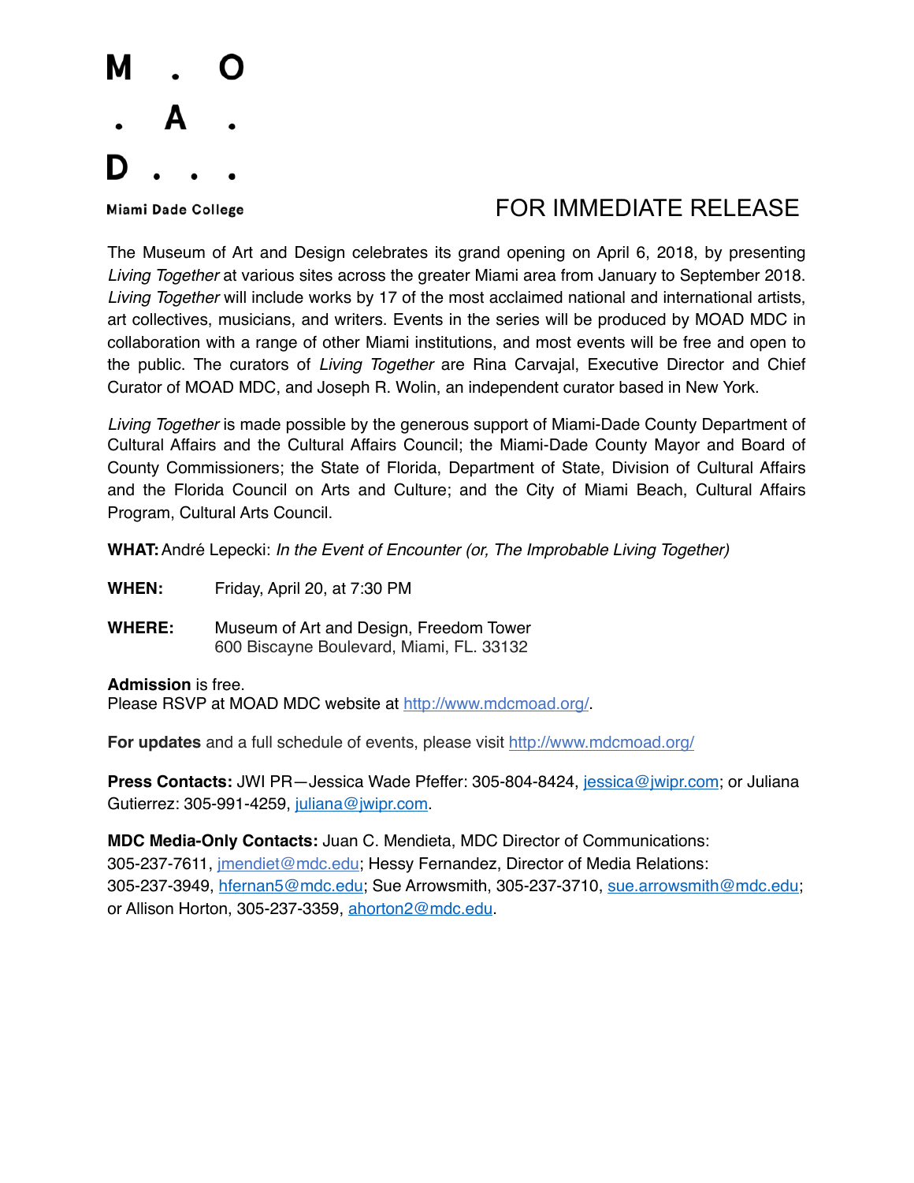M . O
. A .
D . . .

Miami Dade College

FOR IMMEDIATE RELEASE

The Museum of Art and Design celebrates its grand opening on April 6, 2018, by presenting *Living Together* at various sites across the greater Miami area from January to September 2018. *Living Together* will include works by 17 of the most acclaimed national and international artists, art collectives, musicians, and writers. Events in the series will be produced by MOAD MDC in collaboration with a range of other Miami institutions, and most events will be free and open to the public. The curators of *Living Together* are Rina Carvajal, Executive Director and Chief Curator of MOAD MDC, and Joseph R. Wolin, an independent curator based in New York.

*Living Together* is made possible by the generous support of Miami-Dade County Department of Cultural Affairs and the Cultural Affairs Council; the Miami-Dade County Mayor and Board of County Commissioners; the State of Florida, Department of State, Division of Cultural Affairs and the Florida Council on Arts and Culture; and the City of Miami Beach, Cultural Affairs Program, Cultural Arts Council.

**WHAT:** André Lepecki: *In the Event of Encounter (or, The Improbable Living Together)*

**WHEN:** Friday, April 20, at 7:30 PM

**WHERE:** Museum of Art and Design, Freedom Tower
600 Biscayne Boulevard, Miami, FL. 33132

**Admission** is free.
Please RSVP at MOAD MDC website at http://www.mdcmoad.org/.

**For updates** and a full schedule of events, please visit http://www.mdcmoad.org/

**Press Contacts:** JWI PR—Jessica Wade Pfeffer: 305-804-8424, jessica@jwipr.com; or Juliana Gutierrez: 305-991-4259, juliana@jwipr.com.

**MDC Media-Only Contacts:** Juan C. Mendieta, MDC Director of Communications: 305-237-7611, jmendiet@mdc.edu; Hessy Fernandez, Director of Media Relations: 305-237-3949, hfernan5@mdc.edu; Sue Arrowsmith, 305-237-3710, sue.arrowsmith@mdc.edu; or Allison Horton, 305-237-3359, ahorton2@mdc.edu.